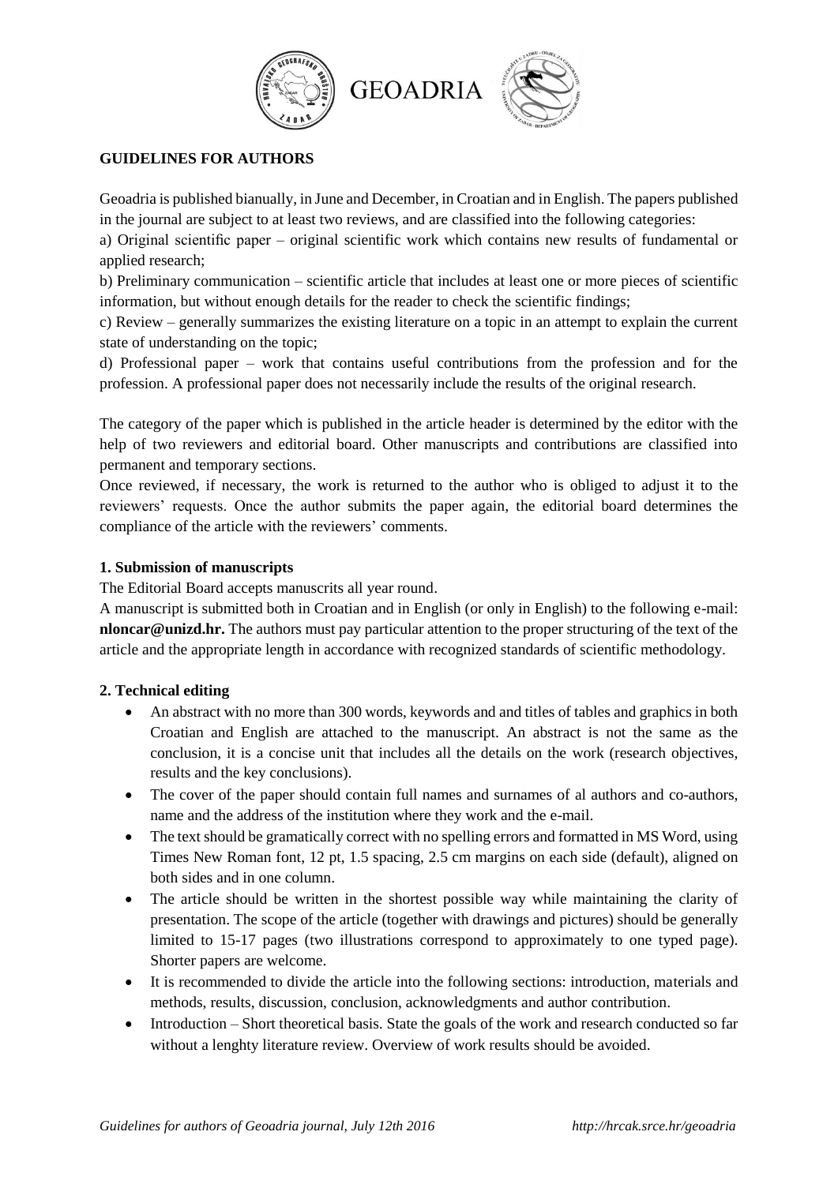GEOADRIA

## GUIDELINES FOR AUTHORS

Geoadria is published bianually, in June and December, in Croatian and in English. The papers published in the journal are subject to at least two reviews, and are classified into the following categories:

a) Original scientific paper – original scientific work which contains new results of fundamental or applied research;

b) Preliminary communication – scientific article that includes at least one or more pieces of scientific information, but without enough details for the reader to check the scientific findings;

c) Review – generally summarizes the existing literature on a topic in an attempt to explain the current state of understanding on the topic;

d) Professional paper – work that contains useful contributions from the profession and for the profession. A professional paper does not necessarily include the results of the original research.

The category of the paper which is published in the article header is determined by the editor with the help of two reviewers and editorial board. Other manuscripts and contributions are classified into permanent and temporary sections.

Once reviewed, if necessary, the work is returned to the author who is obliged to adjust it to the reviewers' requests. Once the author submits the paper again, the editorial board determines the compliance of the article with the reviewers' comments.

### 1. Submission of manuscripts

The Editorial Board accepts manuscrits all year round.

A manuscript is submitted both in Croatian and in English (or only in English) to the following e-mail: **nloncar@unizd.hr.** The authors must pay particular attention to the proper structuring of the text of the article and the appropriate length in accordance with recognized standards of scientific methodology.

### 2. Technical editing

- An abstract with no more than 300 words, keywords and and titles of tables and graphics in both Croatian and English are attached to the manuscript. An abstract is not the same as the conclusion, it is a concise unit that includes all the details on the work (research objectives, results and the key conclusions).
- The cover of the paper should contain full names and surnames of al authors and co-authors, name and the address of the institution where they work and the e-mail.
- The text should be gramatically correct with no spelling errors and formatted in MS Word, using Times New Roman font, 12 pt, 1.5 spacing, 2.5 cm margins on each side (default), aligned on both sides and in one column.
- The article should be written in the shortest possible way while maintaining the clarity of presentation. The scope of the article (together with drawings and pictures) should be generally limited to 15-17 pages (two illustrations correspond to approximately to one typed page). Shorter papers are welcome.
- It is recommended to divide the article into the following sections: introduction, materials and methods, results, discussion, conclusion, acknowledgments and author contribution.
- Introduction – Short theoretical basis. State the goals of the work and research conducted so far without a lenghty literature review. Overview of work results should be avoided.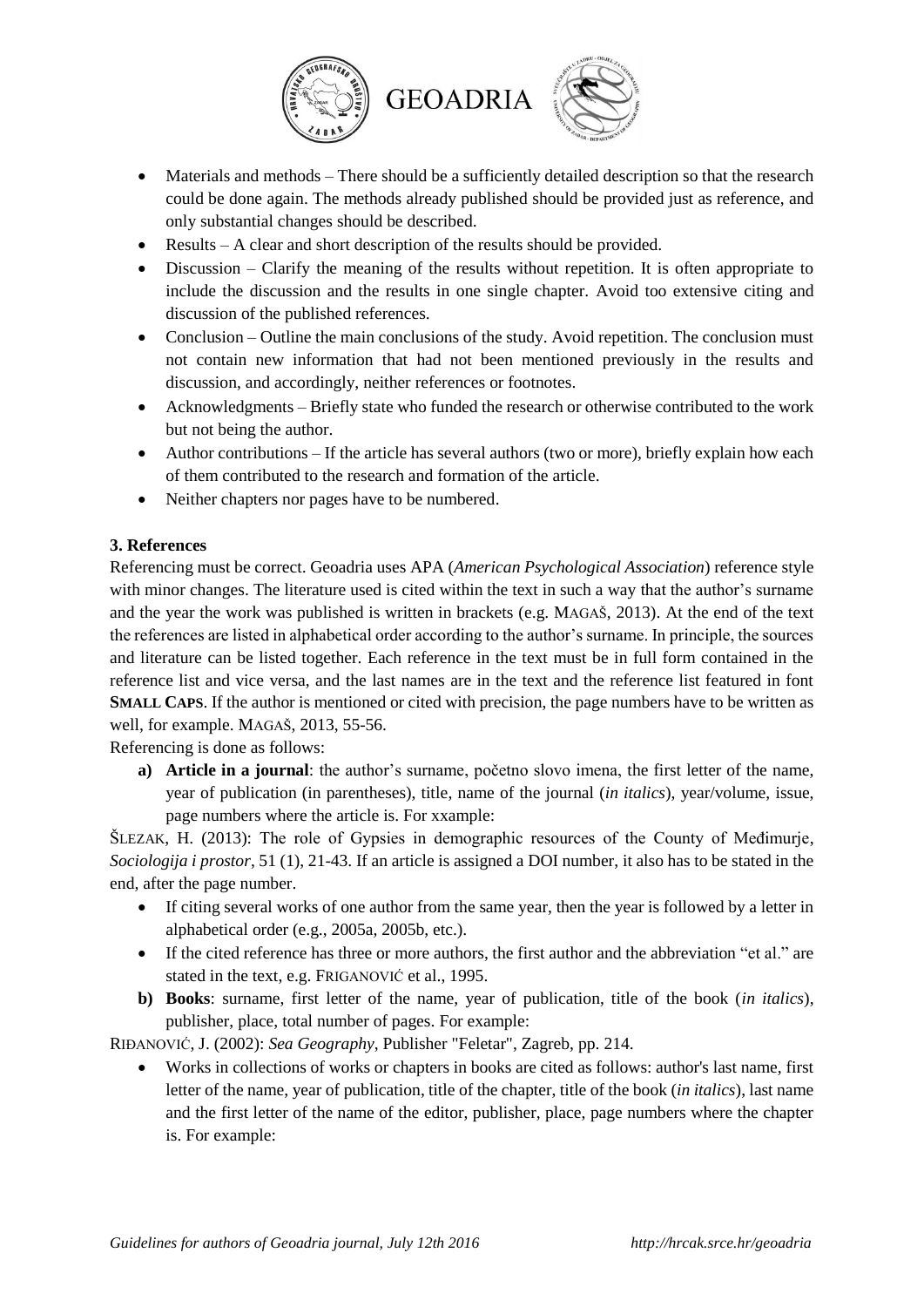- Materials and methods – There should be a sufficiently detailed description so that the research could be done again. The methods already published should be provided just as reference, and only substantial changes should be described.
- Results – A clear and short description of the results should be provided.
- Discussion – Clarify the meaning of the results without repetition. It is often appropriate to include the discussion and the results in one single chapter. Avoid too extensive citing and discussion of the published references.
- Conclusion – Outline the main conclusions of the study. Avoid repetition. The conclusion must not contain new information that had not been mentioned previously in the results and discussion, and accordingly, neither references or footnotes.
- Acknowledgments – Briefly state who funded the research or otherwise contributed to the work but not being the author.
- Author contributions – If the article has several authors (two or more), briefly explain how each of them contributed to the research and formation of the article.
- Neither chapters nor pages have to be numbered.

**3. References**

Referencing must be correct. Geoadria uses APA (*American Psychological Association*) reference style with minor changes. The literature used is cited within the text in such a way that the author's surname and the year the work was published is written in brackets (e.g. MAGAŠ, 2013). At the end of the text the references are listed in alphabetical order according to the author's surname. In principle, the sources and literature can be listed together. Each reference in the text must be in full form contained in the reference list and vice versa, and the last names are in the text and the reference list featured in font **SMALL CAPS**. If the author is mentioned or cited with precision, the page numbers have to be written as well, for example. MAGAŠ, 2013, 55-56.

Referencing is done as follows:

**a) Article in a journal**: the author's surname, početno slovo imena, the first letter of the name, year of publication (in parentheses), title, name of the journal (*in italics*), year/volume, issue, page numbers where the article is. For xxample:

ŠLEZAK, H. (2013): The role of Gypsies in demographic resources of the County of Međimurje, *Sociologija i prostor*, 51 (1), 21-43. If an article is assigned a DOI number, it also has to be stated in the end, after the page number.

- If citing several works of one author from the same year, then the year is followed by a letter in alphabetical order (e.g., 2005a, 2005b, etc.).
- If the cited reference has three or more authors, the first author and the abbreviation "et al." are stated in the text, e.g. FRIGANOVIĆ et al., 1995.

**b) Books**: surname, first letter of the name, year of publication, title of the book (*in italics*), publisher, place, total number of pages. For example:

RIĐANOVIĆ, J. (2002): *Sea Geography*, Publisher "Feletar", Zagreb, pp. 214.

- Works in collections of works or chapters in books are cited as follows: author's last name, first letter of the name, year of publication, title of the chapter, title of the book (*in italics*), last name and the first letter of the name of the editor, publisher, place, page numbers where the chapter is. For example: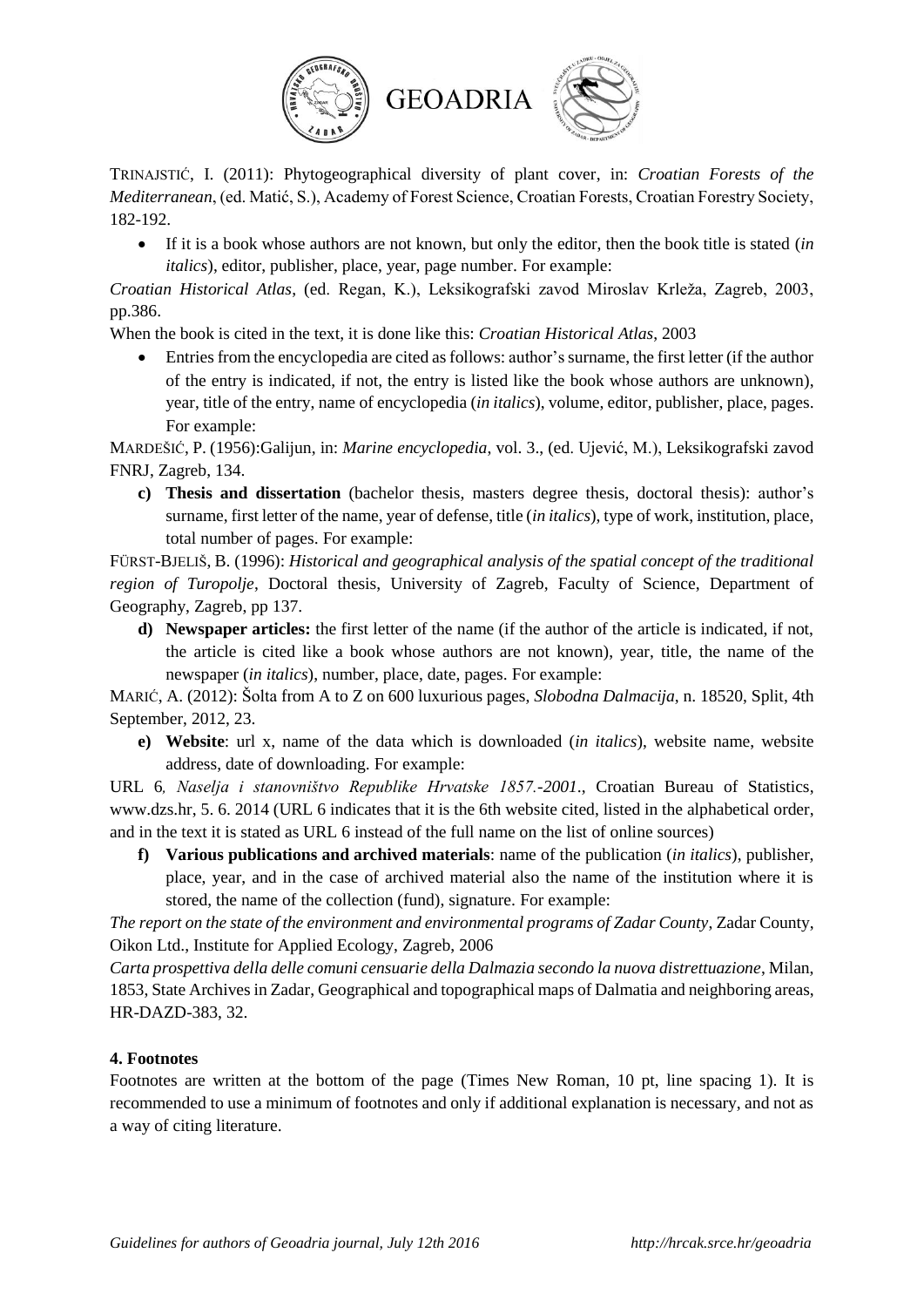TRINAJSTIĆ, I. (2011): Phytogeographical diversity of plant cover, in: *Croatian Forests of the Mediterranean*, (ed. Matić, S.), Academy of Forest Science, Croatian Forests, Croatian Forestry Society, 182-192.

- If it is a book whose authors are not known, but only the editor, then the book title is stated (*in italics*), editor, publisher, place, year, page number. For example:

*Croatian Historical Atlas*, (ed. Regan, K.), Leksikografski zavod Miroslav Krleža, Zagreb, 2003, pp.386.

When the book is cited in the text, it is done like this: *Croatian Historical Atlas*, 2003

- Entries from the encyclopedia are cited as follows: author's surname, the first letter (if the author of the entry is indicated, if not, the entry is listed like the book whose authors are unknown), year, title of the entry, name of encyclopedia (*in italics*), volume, editor, publisher, place, pages. For example:

MARDEŠIĆ, P. (1956):Galijun, in: *Marine encyclopedia*, vol. 3., (ed. Ujević, M.), Leksikografski zavod FNRJ, Zagreb, 134.

c) **Thesis and dissertation** (bachelor thesis, masters degree thesis, doctoral thesis): author's surname, first letter of the name, year of defense, title (*in italics*), type of work, institution, place, total number of pages. For example:

FÜRST-BJELIŠ, B. (1996): *Historical and geographical analysis of the spatial concept of the traditional region of Turopolje*, Doctoral thesis, University of Zagreb, Faculty of Science, Department of Geography, Zagreb, pp 137.

d) **Newspaper articles:** the first letter of the name (if the author of the article is indicated, if not, the article is cited like a book whose authors are not known), year, title, the name of the newspaper (*in italics*), number, place, date, pages. For example:

MARIĆ, A. (2012): Šolta from A to Z on 600 luxurious pages, *Slobodna Dalmacija*, n. 18520, Split, 4th September, 2012, 23.

e) **Website**: url x, name of the data which is downloaded (*in italics*), website name, website address, date of downloading. For example:

URL 6, *Naselja i stanovništvo Republike Hrvatske 1857.-2001*., Croatian Bureau of Statistics, www.dzs.hr, 5. 6. 2014 (URL 6 indicates that it is the 6th website cited, listed in the alphabetical order, and in the text it is stated as URL 6 instead of the full name on the list of online sources)

f) **Various publications and archived materials**: name of the publication (*in italics*), publisher, place, year, and in the case of archived material also the name of the institution where it is stored, the name of the collection (fund), signature. For example:

*The report on the state of the environment and environmental programs of Zadar County*, Zadar County, Oikon Ltd., Institute for Applied Ecology, Zagreb, 2006

*Carta prospettiva della delle comuni censuarie della Dalmazia secondo la nuova distrettuazione*, Milan, 1853, State Archives in Zadar, Geographical and topographical maps of Dalmatia and neighboring areas, HR-DAZD-383, 32.

#### 4. Footnotes

Footnotes are written at the bottom of the page (Times New Roman, 10 pt, line spacing 1). It is recommended to use a minimum of footnotes and only if additional explanation is necessary, and not as a way of citing literature.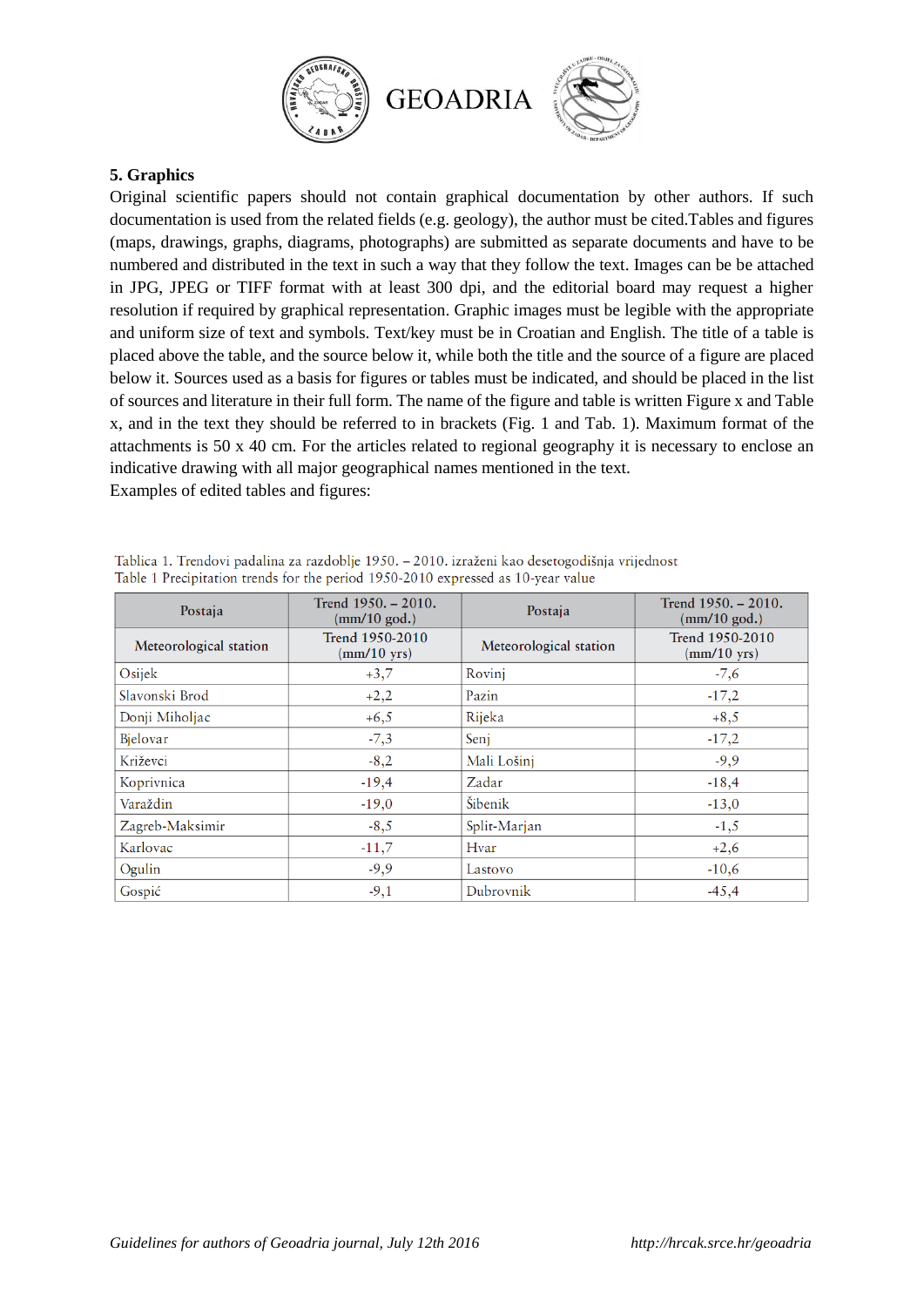## 5. Graphics

Original scientific papers should not contain graphical documentation by other authors. If such documentation is used from the related fields (e.g. geology), the author must be cited.Tables and figures (maps, drawings, graphs, diagrams, photographs) are submitted as separate documents and have to be numbered and distributed in the text in such a way that they follow the text. Images can be be attached in JPG, JPEG or TIFF format with at least 300 dpi, and the editorial board may request a higher resolution if required by graphical representation. Graphic images must be legible with the appropriate and uniform size of text and symbols. Text/key must be in Croatian and English. The title of a table is placed above the table, and the source below it, while both the title and the source of a figure are placed below it. Sources used as a basis for figures or tables must be indicated, and should be placed in the list of sources and literature in their full form. The name of the figure and table is written Figure x and Table x, and in the text they should be referred to in brackets (Fig. 1 and Tab. 1). Maximum format of the attachments is 50 x 40 cm. For the articles related to regional geography it is necessary to enclose an indicative drawing with all major geographical names mentioned in the text.

Examples of edited tables and figures:

Tablica 1. Trendovi padalina za razdoblje 1950. – 2010. izraženi kao desetogodišnja vrijednost
Table 1 Precipitation trends for the period 1950-2010 expressed as 10-year value

| Postaja | Trend 1950. – 2010. (mm/10 god.) | Postaja | Trend 1950. – 2010. (mm/10 god.) |
|---|---|---|---|
| Meteorological station | Trend 1950-2010 (mm/10 yrs) | Meteorological station | Trend 1950-2010 (mm/10 yrs) |
| Osijek | +3,7 | Rovinj | -7,6 |
| Slavonski Brod | +2,2 | Pazin | -17,2 |
| Donji Miholjac | +6,5 | Rijeka | +8,5 |
| Bjelovar | -7,3 | Senj | -17,2 |
| Križevci | -8,2 | Mali Lošinj | -9,9 |
| Koprivnica | -19,4 | Zadar | -18,4 |
| Varaždin | -19,0 | Šibenik | -13,0 |
| Zagreb-Maksimir | -8,5 | Split-Marjan | -1,5 |
| Karlovac | -11,7 | Hvar | +2,6 |
| Ogulin | -9,9 | Lastovo | -10,6 |
| Gospić | -9,1 | Dubrovnik | -45,4 |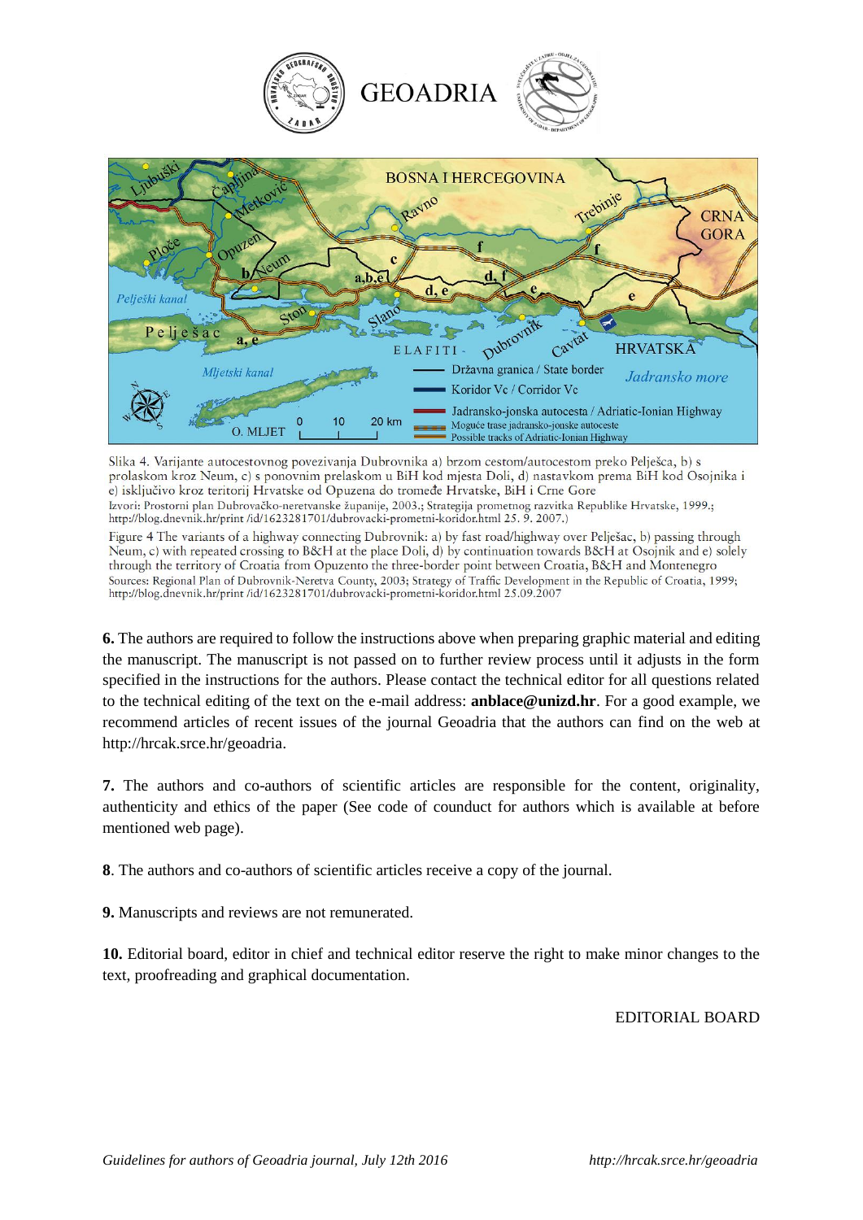Slika 4. Varijante autocestovnog povezivanja Dubrovnika a) brzom cestom/autocestom preko Pelješca, b) s prolaskom kroz Neum, c) s ponovnim prelaskom u BiH kod mjesta Doli, d) nastavkom prema BiH kod Osojnika i e) isključivo kroz teritorij Hrvatske od Opuzena do tromeđe Hrvatske, BiH i Crne Gore

Izvori: Prostorni plan Dubrovačko-neretvanske županije, 2003.; Strategija prometnog razvitka Republike Hrvatske, 1999.; http://blog.dnevnik.hr/print /id/1623281701/dubrovacki-prometni-koridor.html 25. 9. 2007.)

Figure 4 The variants of a highway connecting Dubrovnik: a) by fast road/highway over Pelješac, b) passing through Neum, c) with repeated crossing to B&H at the place Doli, d) by continuation towards B&H at Osojnik and e) solely through the territory of Croatia from Opuzento the three-border point between Croatia, B&H and Montenegro

Sources: Regional Plan of Dubrovnik-Neretva County, 2003; Strategy of Traffic Development in the Republic of Croatia, 1999; http://blog.dnevnik.hr/print /id/1623281701/dubrovacki-prometni-koridor.html 25.09.2007

**6.** The authors are required to follow the instructions above when preparing graphic material and editing the manuscript. The manuscript is not passed on to further review process until it adjusts in the form specified in the instructions for the authors. Please contact the technical editor for all questions related to the technical editing of the text on the e-mail address: **anblace@unizd.hr**. For a good example, we recommend articles of recent issues of the journal Geoadria that the authors can find on the web at http://hrcak.srce.hr/geoadria.

**7.** The authors and co-authors of scientific articles are responsible for the content, originality, authenticity and ethics of the paper (See code of counduct for authors which is available at before mentioned web page).

**8**. The authors and co-authors of scientific articles receive a copy of the journal.

**9.** Manuscripts and reviews are not remunerated.

**10.** Editorial board, editor in chief and technical editor reserve the right to make minor changes to the text, proofreading and graphical documentation.

EDITORIAL BOARD